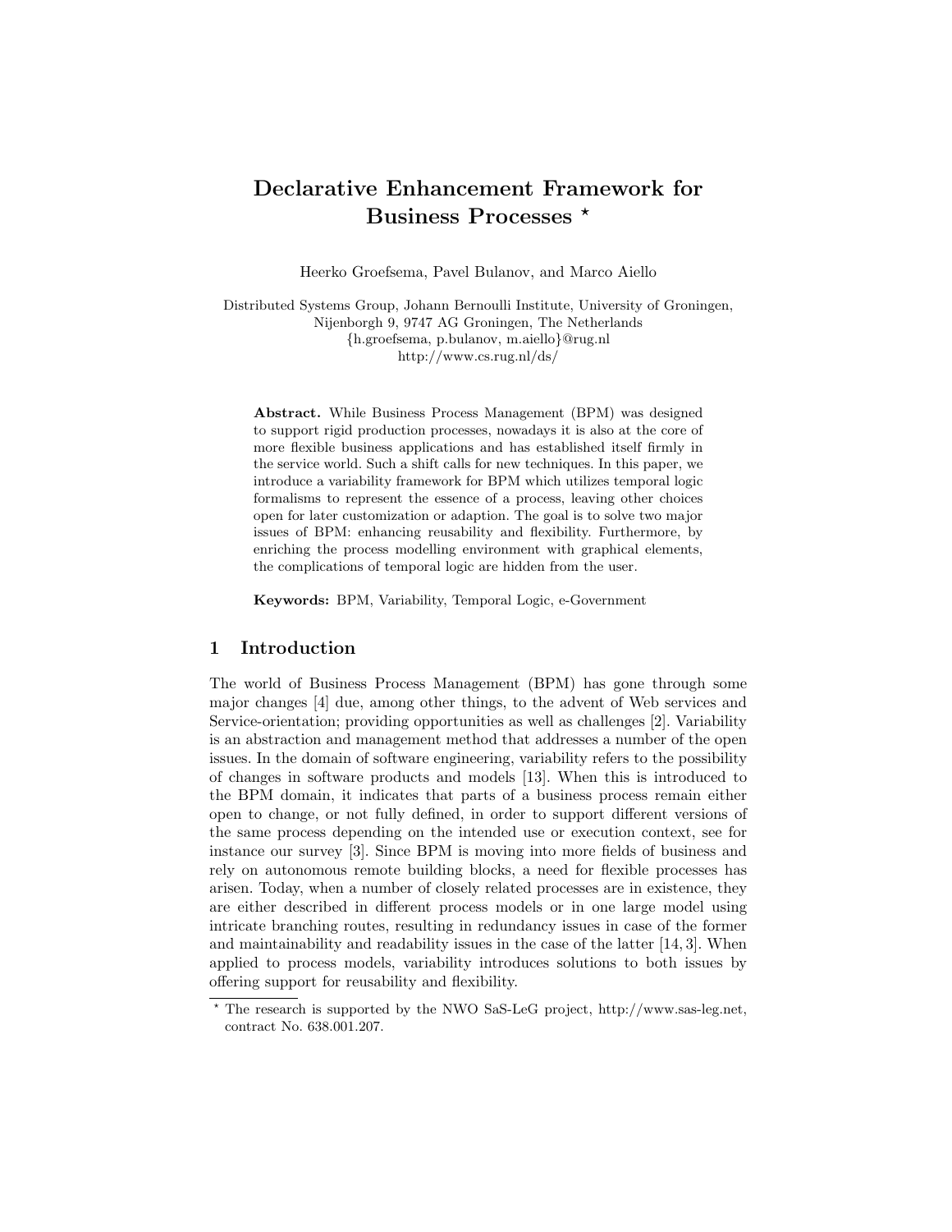# Declarative Enhancement Framework for Business Processes *

Heerko Groefsema, Pavel Bulanov, and Marco Aiello

Distributed Systems Group, Johann Bernoulli Institute, University of Groningen, Nijenborgh 9, 9747 AG Groningen, The Netherlands
{h.groefsema, p.bulanov, m.aiello}@rug.nl
http://www.cs.rug.nl/ds/

**Abstract.** While Business Process Management (BPM) was designed to support rigid production processes, nowadays it is also at the core of more flexible business applications and has established itself firmly in the service world. Such a shift calls for new techniques. In this paper, we introduce a variability framework for BPM which utilizes temporal logic formalisms to represent the essence of a process, leaving other choices open for later customization or adaption. The goal is to solve two major issues of BPM: enhancing reusability and flexibility. Furthermore, by enriching the process modelling environment with graphical elements, the complications of temporal logic are hidden from the user.

**Keywords:** BPM, Variability, Temporal Logic, e-Government

## 1 Introduction

The world of Business Process Management (BPM) has gone through some major changes [4] due, among other things, to the advent of Web services and Service-orientation; providing opportunities as well as challenges [2]. Variability is an abstraction and management method that addresses a number of the open issues. In the domain of software engineering, variability refers to the possibility of changes in software products and models [13]. When this is introduced to the BPM domain, it indicates that parts of a business process remain either open to change, or not fully defined, in order to support different versions of the same process depending on the intended use or execution context, see for instance our survey [3]. Since BPM is moving into more fields of business and rely on autonomous remote building blocks, a need for flexible processes has arisen. Today, when a number of closely related processes are in existence, they are either described in different process models or in one large model using intricate branching routes, resulting in redundancy issues in case of the former and maintainability and readability issues in the case of the latter [14, 3]. When applied to process models, variability introduces solutions to both issues by offering support for reusability and flexibility.

* The research is supported by the NWO SaS-LeG project, http://www.sas-leg.net, contract No. 638.001.207.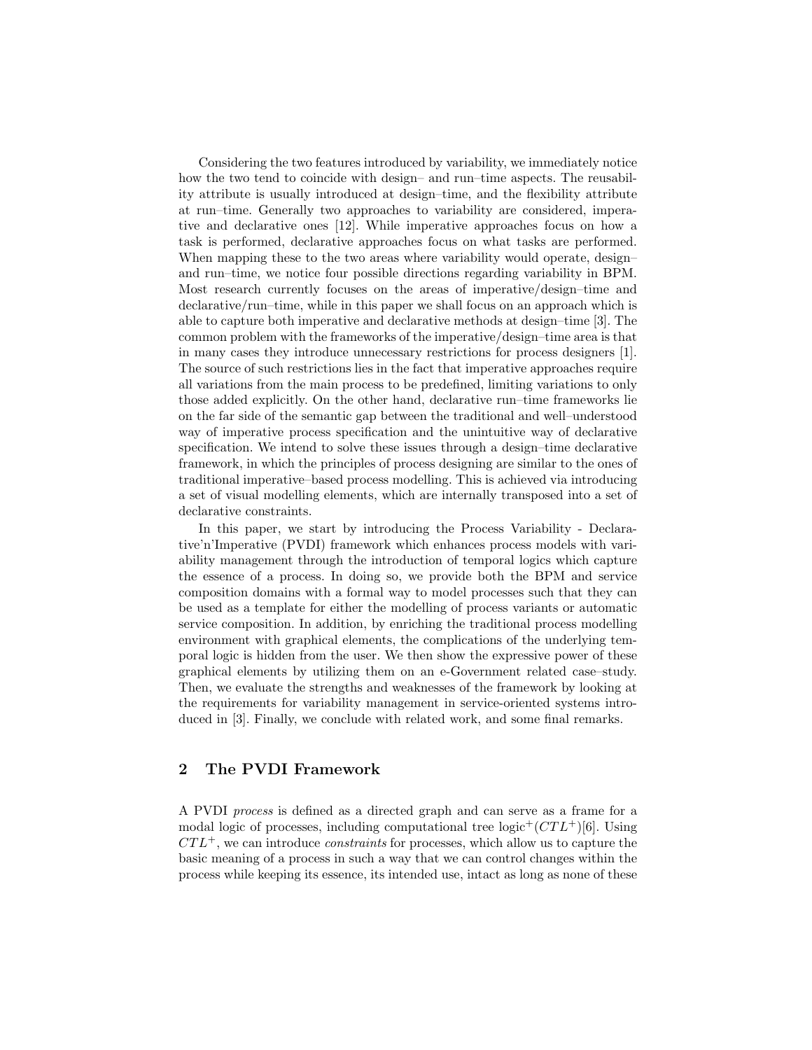Considering the two features introduced by variability, we immediately notice how the two tend to coincide with design– and run–time aspects. The reusability attribute is usually introduced at design–time, and the flexibility attribute at run–time. Generally two approaches to variability are considered, imperative and declarative ones [12]. While imperative approaches focus on how a task is performed, declarative approaches focus on what tasks are performed. When mapping these to the two areas where variability would operate, design– and run–time, we notice four possible directions regarding variability in BPM. Most research currently focuses on the areas of imperative/design–time and declarative/run–time, while in this paper we shall focus on an approach which is able to capture both imperative and declarative methods at design–time [3]. The common problem with the frameworks of the imperative/design–time area is that in many cases they introduce unnecessary restrictions for process designers [1]. The source of such restrictions lies in the fact that imperative approaches require all variations from the main process to be predefined, limiting variations to only those added explicitly. On the other hand, declarative run–time frameworks lie on the far side of the semantic gap between the traditional and well–understood way of imperative process specification and the unintuitive way of declarative specification. We intend to solve these issues through a design–time declarative framework, in which the principles of process designing are similar to the ones of traditional imperative–based process modelling. This is achieved via introducing a set of visual modelling elements, which are internally transposed into a set of declarative constraints.

In this paper, we start by introducing the Process Variability - Declarative'n'Imperative (PVDI) framework which enhances process models with variability management through the introduction of temporal logics which capture the essence of a process. In doing so, we provide both the BPM and service composition domains with a formal way to model processes such that they can be used as a template for either the modelling of process variants or automatic service composition. In addition, by enriching the traditional process modelling environment with graphical elements, the complications of the underlying temporal logic is hidden from the user. We then show the expressive power of these graphical elements by utilizing them on an e-Government related case–study. Then, we evaluate the strengths and weaknesses of the framework by looking at the requirements for variability management in service-oriented systems introduced in [3]. Finally, we conclude with related work, and some final remarks.

## 2 The PVDI Framework

A PVDI *process* is defined as a directed graph and can serve as a frame for a modal logic of processes, including computational tree logic$^{+}$($CTL^{+}$)[6]. Using $CTL^{+}$, we can introduce *constraints* for processes, which allow us to capture the basic meaning of a process in such a way that we can control changes within the process while keeping its essence, its intended use, intact as long as none of these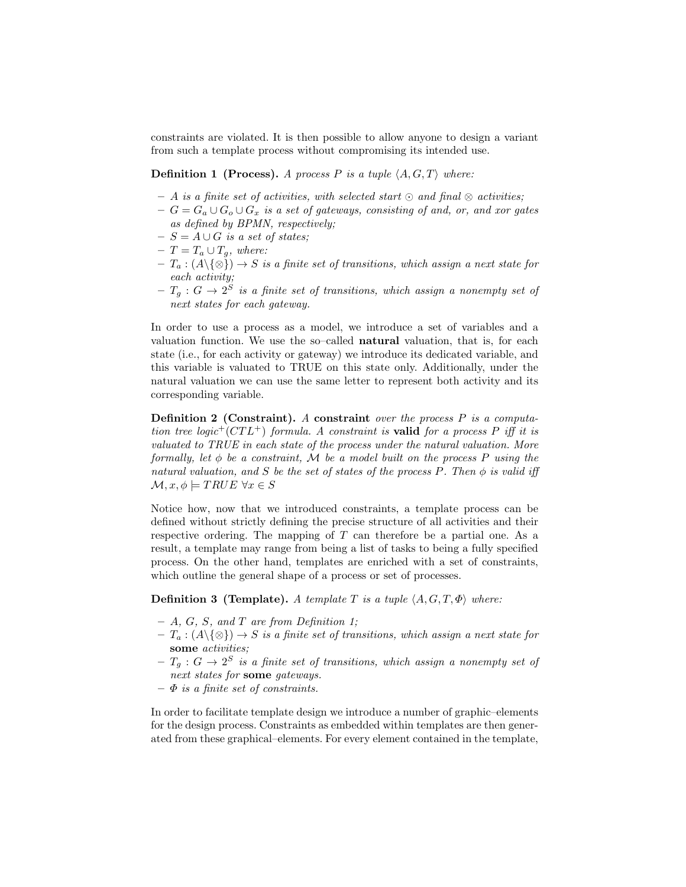constraints are violated. It is then possible to allow anyone to design a variant from such a template process without compromising its intended use.

**Definition 1 (Process).** *A process $P$ is a tuple $\langle A, G, T \rangle$ where:*

- *$A$ is a finite set of activities, with selected start $\odot$ and final $\otimes$ activities;*
- *$G = G_a \cup G_o \cup G_x$ is a set of gateways, consisting of and, or, and xor gates as defined by BPMN, respectively;*
- *$S = A \cup G$ is a set of states;*
- *$T = T_a \cup T_g$, where:*
- *$T_a : (A \backslash \{\otimes\}) \to S$ is a finite set of transitions, which assign a next state for each activity;*
- *$T_g : G \to 2^S$ is a finite set of transitions, which assign a nonempty set of next states for each gateway.*

In order to use a process as a model, we introduce a set of variables and a valuation function. We use the so–called **natural** valuation, that is, for each state (i.e., for each activity or gateway) we introduce its dedicated variable, and this variable is valuated to TRUE on this state only. Additionally, under the natural valuation we can use the same letter to represent both activity and its corresponding variable.

**Definition 2 (Constraint).** *A* **constraint** *over the process $P$ is a computation tree logic$^+$($CTL^+$) formula. A constraint is* **valid** *for a process $P$ iff it is valuated to TRUE in each state of the process under the natural valuation. More formally, let $\phi$ be a constraint, $\mathcal{M}$ be a model built on the process $P$ using the natural valuation, and $S$ be the set of states of the process $P$. Then $\phi$ is valid iff $\mathcal{M}, x, \phi \models TRUE \ \forall x \in S$*

Notice how, now that we introduced constraints, a template process can be defined without strictly defining the precise structure of all activities and their respective ordering. The mapping of $T$ can therefore be a partial one. As a result, a template may range from being a list of tasks to being a fully specified process. On the other hand, templates are enriched with a set of constraints, which outline the general shape of a process or set of processes.

**Definition 3 (Template).** *A template $T$ is a tuple $\langle A, G, T, \Phi \rangle$ where:*

- *$A$, $G$, $S$, and $T$ are from Definition 1;*
- *$T_a : (A \backslash \{\otimes\}) \to S$ is a finite set of transitions, which assign a next state for* **some** *activities;*
- *$T_g : G \to 2^S$ is a finite set of transitions, which assign a nonempty set of next states for* **some** *gateways.*
- *$\Phi$ is a finite set of constraints.*

In order to facilitate template design we introduce a number of graphic–elements for the design process. Constraints as embedded within templates are then generated from these graphical–elements. For every element contained in the template,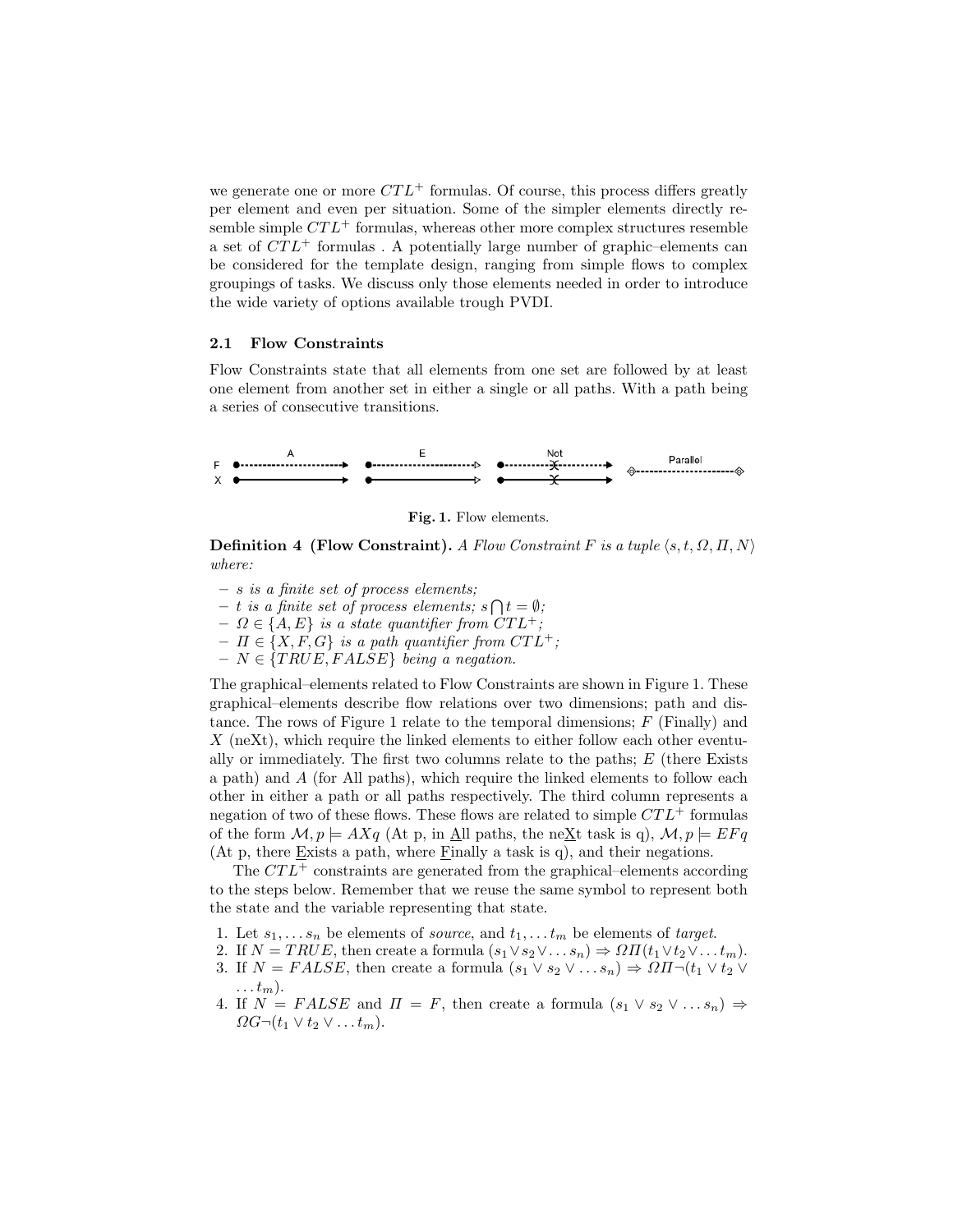we generate one or more $CTL^+$ formulas. Of course, this process differs greatly per element and even per situation. Some of the simpler elements directly resemble simple $CTL^+$ formulas, whereas other more complex structures resemble a set of $CTL^+$ formulas . A potentially large number of graphic–elements can be considered for the template design, ranging from simple flows to complex groupings of tasks. We discuss only those elements needed in order to introduce the wide variety of options available trough PVDI.

### 2.1 Flow Constraints

Flow Constraints state that all elements from one set are followed by at least one element from another set in either a single or all paths. With a path being a series of consecutive transitions.

**Fig. 1.** Flow elements.

**Definition 4 (Flow Constraint).** *A Flow Constraint $F$ is a tuple $\langle s, t, \Omega, \Pi, N \rangle$ where:*

- *$s$ is a finite set of process elements;*
- *$t$ is a finite set of process elements; $s \bigcap t = \emptyset$;*
- *$\Omega \in \{A, E\}$ is a state quantifier from $CTL^+$;*
- *$\Pi \in \{X, F, G\}$ is a path quantifier from $CTL^+$;*
- *$N \in \{TRUE, FALSE\}$ being a negation.*

The graphical–elements related to Flow Constraints are shown in Figure 1. These graphical–elements describe flow relations over two dimensions; path and distance. The rows of Figure 1 relate to the temporal dimensions; $F$ (Finally) and $X$ (neXt), which require the linked elements to either follow each other eventually or immediately. The first two columns relate to the paths; $E$ (there Exists a path) and $A$ (for All paths), which require the linked elements to follow each other in either a path or all paths respectively. The third column represents a negation of two of these flows. These flows are related to simple $CTL^+$ formulas of the form $\mathcal{M}, p \models AXq$ (At p, in All paths, the neXt task is q), $\mathcal{M}, p \models EFq$ (At p, there Exists a path, where Finally a task is q), and their negations.

The $CTL^+$ constraints are generated from the graphical–elements according to the steps below. Remember that we reuse the same symbol to represent both the state and the variable representing that state.

1. Let $s_1, \dots s_n$ be elements of *source*, and $t_1, \dots t_m$ be elements of *target*.
2. If $N = TRUE$, then create a formula $(s_1 \vee s_2 \vee \dots s_n) \Rightarrow \Omega\Pi(t_1 \vee t_2 \vee \dots t_m)$.
3. If $N = FALSE$, then create a formula $(s_1 \vee s_2 \vee \dots s_n) \Rightarrow \Omega\Pi\neg(t_1 \vee t_2 \vee \dots t_m)$.
4. If $N = FALSE$ and $\Pi = F$, then create a formula $(s_1 \vee s_2 \vee \dots s_n) \Rightarrow \Omega G\neg(t_1 \vee t_2 \vee \dots t_m)$.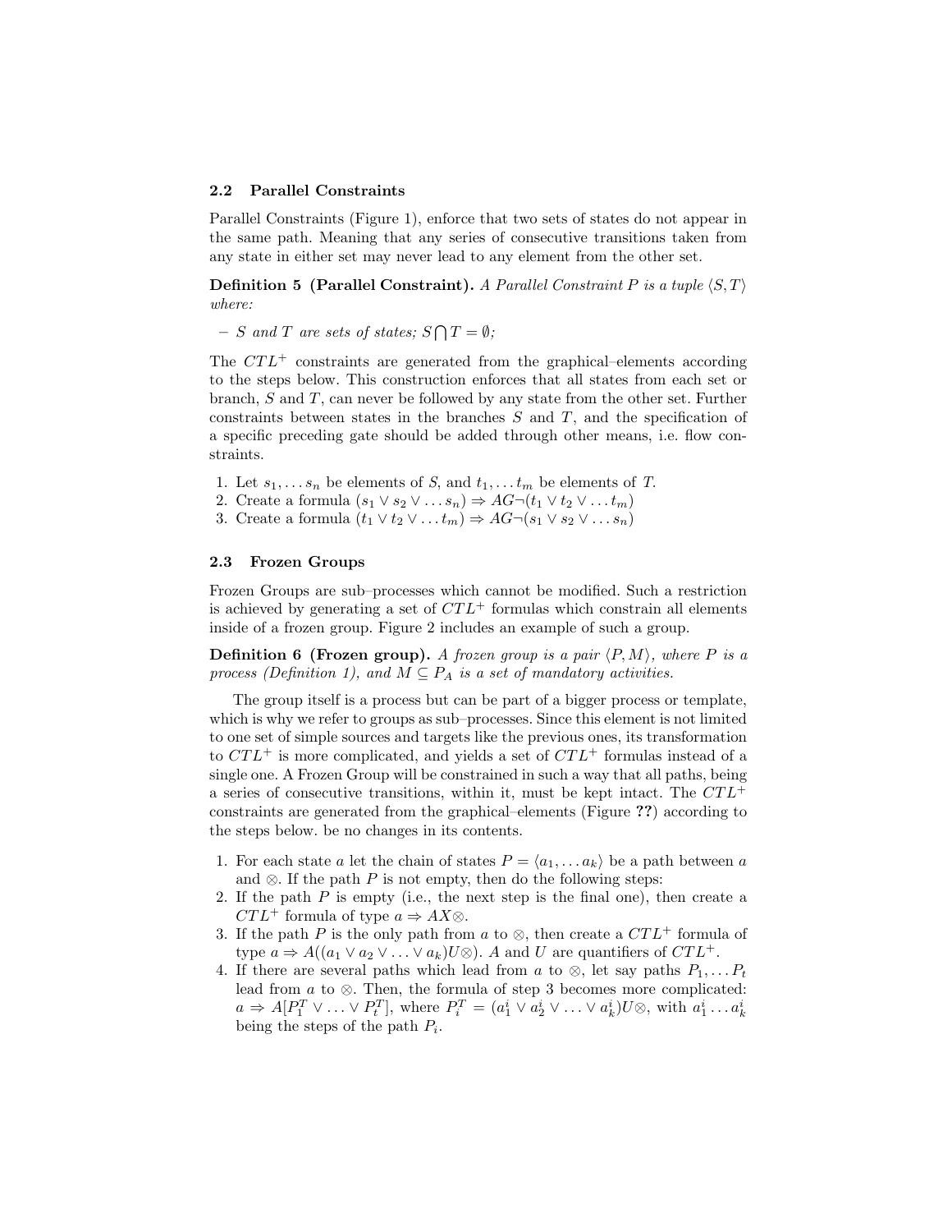### 2.2 Parallel Constraints

Parallel Constraints (Figure 1), enforce that two sets of states do not appear in the same path. Meaning that any series of consecutive transitions taken from any state in either set may never lead to any element from the other set.

**Definition 5 (Parallel Constraint).** *A Parallel Constraint $P$ is a tuple $\langle S, T \rangle$ where:*

- *$S$ and $T$ are sets of states; $S \bigcap T = \emptyset$;*

The $CTL^+$ constraints are generated from the graphical–elements according to the steps below. This construction enforces that all states from each set or branch, $S$ and $T$, can never be followed by any state from the other set. Further constraints between states in the branches $S$ and $T$, and the specification of a specific preceding gate should be added through other means, i.e. flow constraints.

1. Let $s_1, \ldots s_n$ be elements of $S$, and $t_1, \ldots t_m$ be elements of $T$.
2. Create a formula $(s_1 \vee s_2 \vee \ldots s_n) \Rightarrow AG\neg(t_1 \vee t_2 \vee \ldots t_m)$
3. Create a formula $(t_1 \vee t_2 \vee \ldots t_m) \Rightarrow AG\neg(s_1 \vee s_2 \vee \ldots s_n)$

### 2.3 Frozen Groups

Frozen Groups are sub–processes which cannot be modified. Such a restriction is achieved by generating a set of $CTL^+$ formulas which constrain all elements inside of a frozen group. Figure 2 includes an example of such a group.

**Definition 6 (Frozen group).** *A frozen group is a pair $\langle P, M \rangle$, where $P$ is a process (Definition 1), and $M \subseteq P_A$ is a set of mandatory activities.*

The group itself is a process but can be part of a bigger process or template, which is why we refer to groups as sub–processes. Since this element is not limited to one set of simple sources and targets like the previous ones, its transformation to $CTL^+$ is more complicated, and yields a set of $CTL^+$ formulas instead of a single one. A Frozen Group will be constrained in such a way that all paths, being a series of consecutive transitions, within it, must be kept intact. The $CTL^+$ constraints are generated from the graphical–elements (Figure **??**) according to the steps below. be no changes in its contents.

1. For each state $a$ let the chain of states $P = \langle a_1, \ldots a_k \rangle$ be a path between $a$ and $\otimes$. If the path $P$ is not empty, then do the following steps:
2. If the path $P$ is empty (i.e., the next step is the final one), then create a $CTL^+$ formula of type $a \Rightarrow AX\otimes$.
3. If the path $P$ is the only path from $a$ to $\otimes$, then create a $CTL^+$ formula of type $a \Rightarrow A((a_1 \vee a_2 \vee \ldots \vee a_k)U\otimes)$. $A$ and $U$ are quantifiers of $CTL^+$.
4. If there are several paths which lead from $a$ to $\otimes$, let say paths $P_1, \ldots P_t$ lead from $a$ to $\otimes$. Then, the formula of step 3 becomes more complicated: $a \Rightarrow A[P_1^T \vee \ldots \vee P_t^T]$, where $P_i^T = (a_1^i \vee a_2^i \vee \ldots \vee a_k^i)U\otimes$, with $a_1^i \ldots a_k^i$ being the steps of the path $P_i$.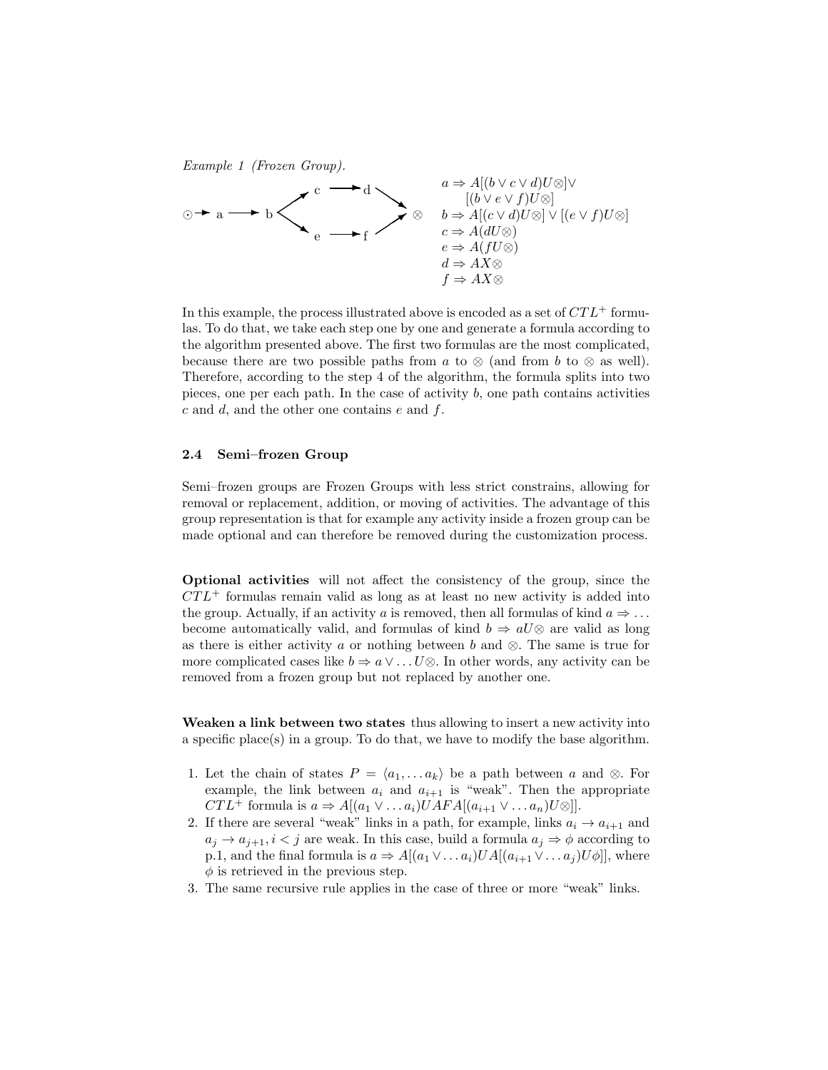*Example 1 (Frozen Group).*

$$
\begin{aligned}
&a \Rightarrow A[(b \vee c \vee d)U\otimes]\vee \\
&\quad [(b \vee e \vee f)U\otimes] \\
&b \Rightarrow A[(c \vee d)U\otimes] \vee [(e \vee f)U\otimes] \\
&c \Rightarrow A(dU\otimes) \\
&e \Rightarrow A(fU\otimes) \\
&d \Rightarrow AX\otimes \\
&f \Rightarrow AX\otimes
\end{aligned}
$$

In this example, the process illustrated above is encoded as a set of $CTL^+$ formulas. To do that, we take each step one by one and generate a formula according to the algorithm presented above. The first two formulas are the most complicated, because there are two possible paths from $a$ to $\otimes$ (and from $b$ to $\otimes$ as well). Therefore, according to the step 4 of the algorithm, the formula splits into two pieces, one per each path. In the case of activity $b$, one path contains activities $c$ and $d$, and the other one contains $e$ and $f$.

### 2.4 Semi–frozen Group

Semi–frozen groups are Frozen Groups with less strict constrains, allowing for removal or replacement, addition, or moving of activities. The advantage of this group representation is that for example any activity inside a frozen group can be made optional and can therefore be removed during the customization process.

**Optional activities** will not affect the consistency of the group, since the $CTL^+$ formulas remain valid as long as at least no new activity is added into the group. Actually, if an activity $a$ is removed, then all formulas of kind $a \Rightarrow \ldots$ become automatically valid, and formulas of kind $b \Rightarrow aU\otimes$ are valid as long as there is either activity $a$ or nothing between $b$ and $\otimes$. The same is true for more complicated cases like $b \Rightarrow a \vee \ldots U\otimes$. In other words, any activity can be removed from a frozen group but not replaced by another one.

**Weaken a link between two states** thus allowing to insert a new activity into a specific place(s) in a group. To do that, we have to modify the base algorithm.

1. Let the chain of states $P = \langle a_1, \ldots a_k \rangle$ be a path between $a$ and $\otimes$. For example, the link between $a_i$ and $a_{i+1}$ is "weak". Then the appropriate $CTL^+$ formula is $a \Rightarrow A[(a_1 \vee \ldots a_i)UAFA[(a_{i+1} \vee \ldots a_n)U\otimes]]$.
2. If there are several "weak" links in a path, for example, links $a_i \rightarrow a_{i+1}$ and $a_j \rightarrow a_{j+1}, i < j$ are weak. In this case, build a formula $a_j \Rightarrow \phi$ according to p.1, and the final formula is $a \Rightarrow A[(a_1 \vee \ldots a_i)UA[(a_{i+1} \vee \ldots a_j)U\phi]]$, where $\phi$ is retrieved in the previous step.
3. The same recursive rule applies in the case of three or more "weak" links.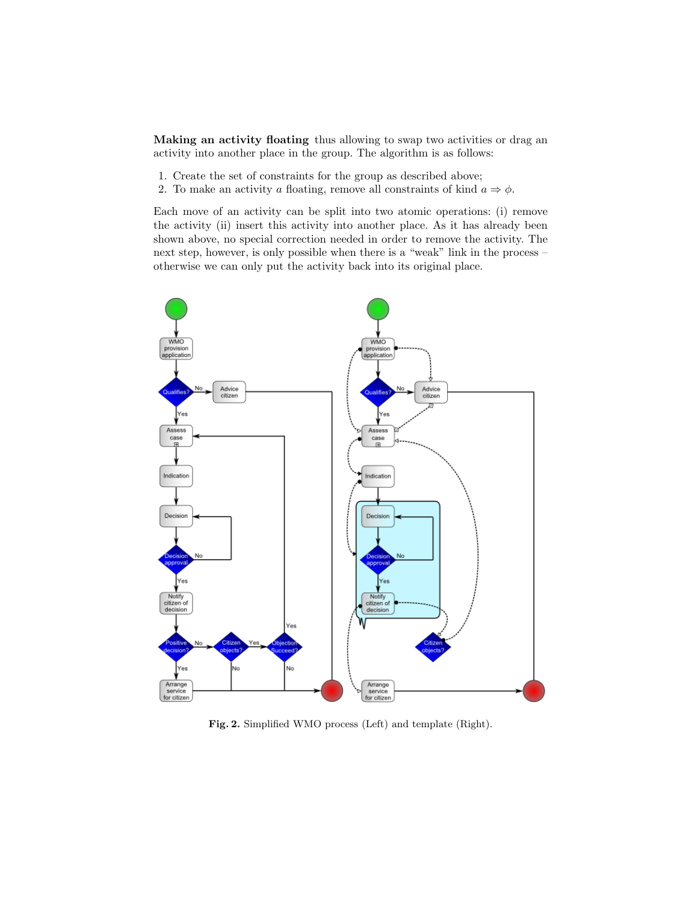**Making an activity floating** thus allowing to swap two activities or drag an activity into another place in the group. The algorithm is as follows:

1. Create the set of constraints for the group as described above;
2. To make an activity $a$ floating, remove all constraints of kind $a \Rightarrow \phi$.

Each move of an activity can be split into two atomic operations: (i) remove the activity (ii) insert this activity into another place. As it has already been shown above, no special correction needed in order to remove the activity. The next step, however, is only possible when there is a "weak" link in the process – otherwise we can only put the activity back into its original place.

**Fig. 2.** Simplified WMO process (Left) and template (Right).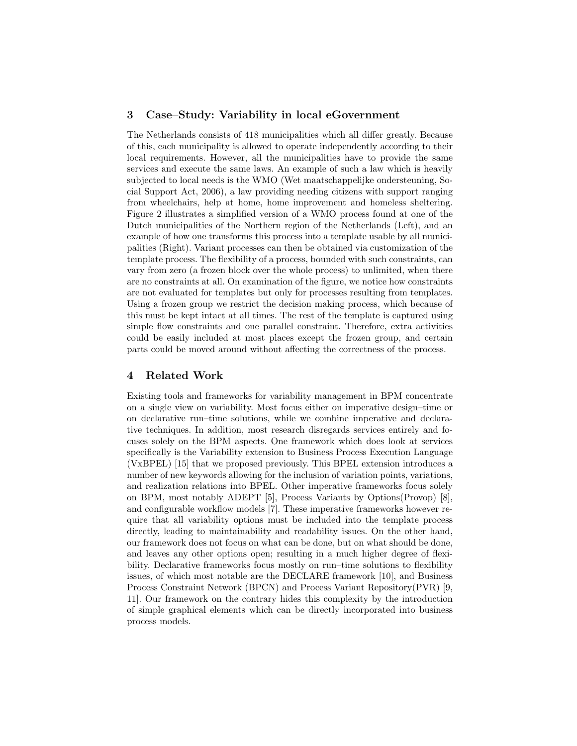## 3 Case–Study: Variability in local eGovernment

The Netherlands consists of 418 municipalities which all differ greatly. Because of this, each municipality is allowed to operate independently according to their local requirements. However, all the municipalities have to provide the same services and execute the same laws. An example of such a law which is heavily subjected to local needs is the WMO (Wet maatschappelijke ondersteuning, Social Support Act, 2006), a law providing needing citizens with support ranging from wheelchairs, help at home, home improvement and homeless sheltering. Figure 2 illustrates a simplified version of a WMO process found at one of the Dutch municipalities of the Northern region of the Netherlands (Left), and an example of how one transforms this process into a template usable by all municipalities (Right). Variant processes can then be obtained via customization of the template process. The flexibility of a process, bounded with such constraints, can vary from zero (a frozen block over the whole process) to unlimited, when there are no constraints at all. On examination of the figure, we notice how constraints are not evaluated for templates but only for processes resulting from templates. Using a frozen group we restrict the decision making process, which because of this must be kept intact at all times. The rest of the template is captured using simple flow constraints and one parallel constraint. Therefore, extra activities could be easily included at most places except the frozen group, and certain parts could be moved around without affecting the correctness of the process.

## 4 Related Work

Existing tools and frameworks for variability management in BPM concentrate on a single view on variability. Most focus either on imperative design–time or on declarative run–time solutions, while we combine imperative and declarative techniques. In addition, most research disregards services entirely and focuses solely on the BPM aspects. One framework which does look at services specifically is the Variability extension to Business Process Execution Language (VxBPEL) [15] that we proposed previously. This BPEL extension introduces a number of new keywords allowing for the inclusion of variation points, variations, and realization relations into BPEL. Other imperative frameworks focus solely on BPM, most notably ADEPT [5], Process Variants by Options(Provop) [8], and configurable workflow models [7]. These imperative frameworks however require that all variability options must be included into the template process directly, leading to maintainability and readability issues. On the other hand, our framework does not focus on what can be done, but on what should be done, and leaves any other options open; resulting in a much higher degree of flexibility. Declarative frameworks focus mostly on run–time solutions to flexibility issues, of which most notable are the DECLARE framework [10], and Business Process Constraint Network (BPCN) and Process Variant Repository(PVR) [9, 11]. Our framework on the contrary hides this complexity by the introduction of simple graphical elements which can be directly incorporated into business process models.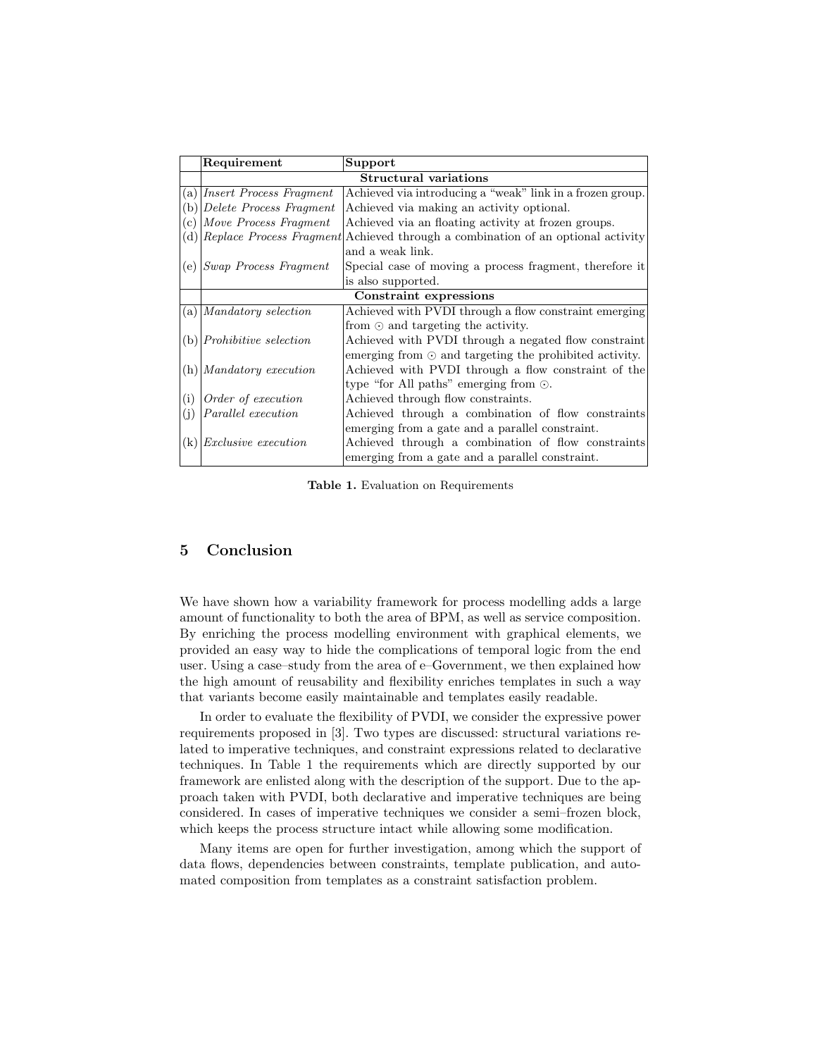| | Requirement | Support |
|---|---|---|
| | **Structural variations** | |
| (a) | *Insert Process Fragment* | Achieved via introducing a "weak" link in a frozen group. |
| (b) | *Delete Process Fragment* | Achieved via making an activity optional. |
| (c) | *Move Process Fragment* | Achieved via an floating activity at frozen groups. |
| (d) | *Replace Process Fragment* | Achieved through a combination of an optional activity and a weak link. |
| (e) | *Swap Process Fragment* | Special case of moving a process fragment, therefore it is also supported. |
| | **Constraint expressions** | |
| (a) | *Mandatory selection* | Achieved with PVDI through a flow constraint emerging from $\odot$ and targeting the activity. |
| (b) | *Prohibitive selection* | Achieved with PVDI through a negated flow constraint emerging from $\odot$ and targeting the prohibited activity. |
| (h) | *Mandatory execution* | Achieved with PVDI through a flow constraint of the type "for All paths" emerging from $\odot$. |
| (i) | *Order of execution* | Achieved through flow constraints. |
| (j) | *Parallel execution* | Achieved through a combination of flow constraints emerging from a gate and a parallel constraint. |
| (k) | *Exclusive execution* | Achieved through a combination of flow constraints emerging from a gate and a parallel constraint. |

**Table 1.** Evaluation on Requirements

## 5 Conclusion

We have shown how a variability framework for process modelling adds a large amount of functionality to both the area of BPM, as well as service composition. By enriching the process modelling environment with graphical elements, we provided an easy way to hide the complications of temporal logic from the end user. Using a case–study from the area of e–Government, we then explained how the high amount of reusability and flexibility enriches templates in such a way that variants become easily maintainable and templates easily readable.

In order to evaluate the flexibility of PVDI, we consider the expressive power requirements proposed in [3]. Two types are discussed: structural variations related to imperative techniques, and constraint expressions related to declarative techniques. In Table 1 the requirements which are directly supported by our framework are enlisted along with the description of the support. Due to the approach taken with PVDI, both declarative and imperative techniques are being considered. In cases of imperative techniques we consider a semi–frozen block, which keeps the process structure intact while allowing some modification.

Many items are open for further investigation, among which the support of data flows, dependencies between constraints, template publication, and automated composition from templates as a constraint satisfaction problem.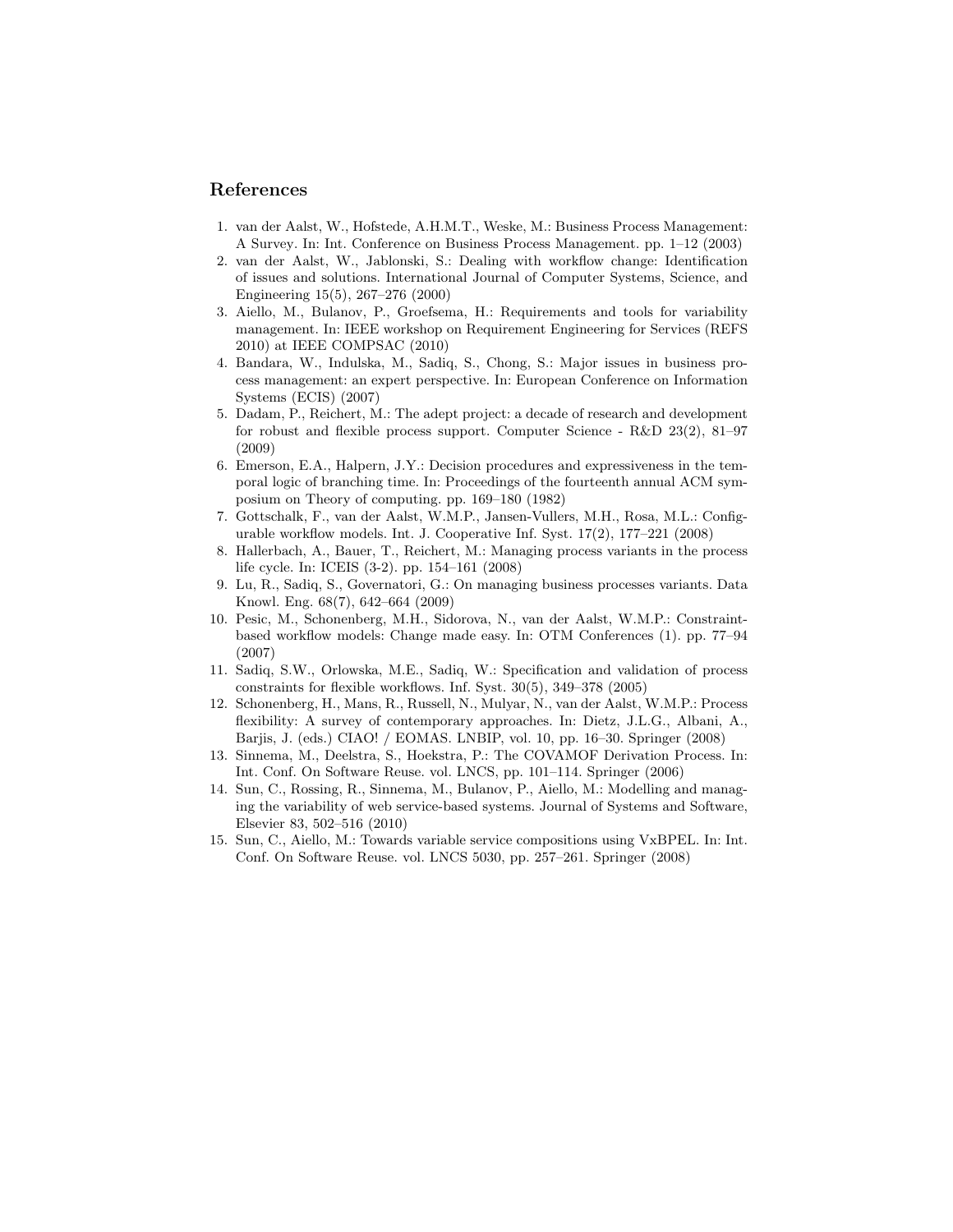## References

1. van der Aalst, W., Hofstede, A.H.M.T., Weske, M.: Business Process Management: A Survey. In: Int. Conference on Business Process Management. pp. 1–12 (2003)
2. van der Aalst, W., Jablonski, S.: Dealing with workflow change: Identification of issues and solutions. International Journal of Computer Systems, Science, and Engineering 15(5), 267–276 (2000)
3. Aiello, M., Bulanov, P., Groefsema, H.: Requirements and tools for variability management. In: IEEE workshop on Requirement Engineering for Services (REFS 2010) at IEEE COMPSAC (2010)
4. Bandara, W., Indulska, M., Sadiq, S., Chong, S.: Major issues in business process management: an expert perspective. In: European Conference on Information Systems (ECIS) (2007)
5. Dadam, P., Reichert, M.: The adept project: a decade of research and development for robust and flexible process support. Computer Science - R&D 23(2), 81–97 (2009)
6. Emerson, E.A., Halpern, J.Y.: Decision procedures and expressiveness in the temporal logic of branching time. In: Proceedings of the fourteenth annual ACM symposium on Theory of computing. pp. 169–180 (1982)
7. Gottschalk, F., van der Aalst, W.M.P., Jansen-Vullers, M.H., Rosa, M.L.: Configurable workflow models. Int. J. Cooperative Inf. Syst. 17(2), 177–221 (2008)
8. Hallerbach, A., Bauer, T., Reichert, M.: Managing process variants in the process life cycle. In: ICEIS (3-2). pp. 154–161 (2008)
9. Lu, R., Sadiq, S., Governatori, G.: On managing business processes variants. Data Knowl. Eng. 68(7), 642–664 (2009)
10. Pesic, M., Schonenberg, M.H., Sidorova, N., van der Aalst, W.M.P.: Constraint-based workflow models: Change made easy. In: OTM Conferences (1). pp. 77–94 (2007)
11. Sadiq, S.W., Orlowska, M.E., Sadiq, W.: Specification and validation of process constraints for flexible workflows. Inf. Syst. 30(5), 349–378 (2005)
12. Schonenberg, H., Mans, R., Russell, N., Mulyar, N., van der Aalst, W.M.P.: Process flexibility: A survey of contemporary approaches. In: Dietz, J.L.G., Albani, A., Barjis, J. (eds.) CIAO! / EOMAS. LNBIP, vol. 10, pp. 16–30. Springer (2008)
13. Sinnema, M., Deelstra, S., Hoekstra, P.: The COVAMOF Derivation Process. In: Int. Conf. On Software Reuse. vol. LNCS, pp. 101–114. Springer (2006)
14. Sun, C., Rossing, R., Sinnema, M., Bulanov, P., Aiello, M.: Modelling and managing the variability of web service-based systems. Journal of Systems and Software, Elsevier 83, 502–516 (2010)
15. Sun, C., Aiello, M.: Towards variable service compositions using VxBPEL. In: Int. Conf. On Software Reuse. vol. LNCS 5030, pp. 257–261. Springer (2008)